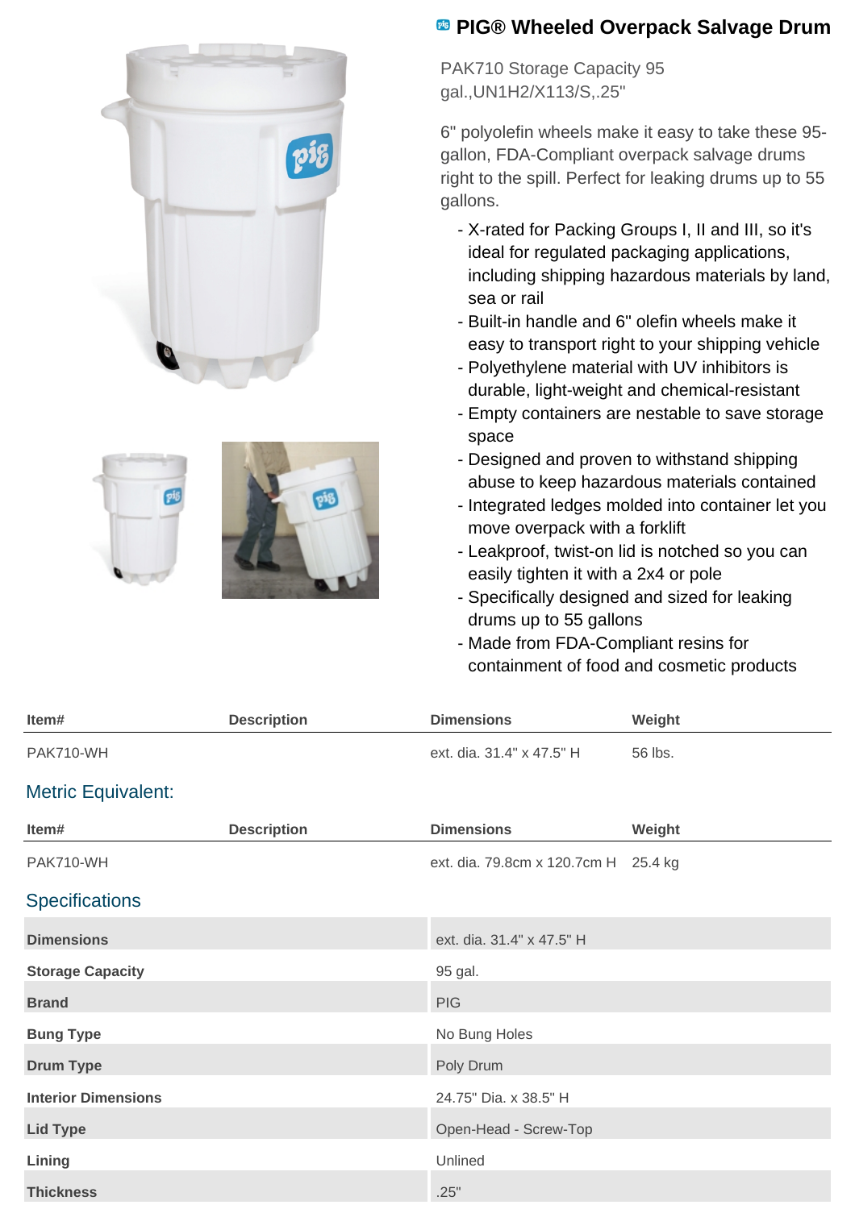# PIG® Wheeled Overpack Salvage Drum

PAK710 Storage Capacity 95 gal.,UN1H2/X113/S,.25"

6" polyolefin wheels make it easy to take these 95-gallon, FDA-Compliant overpack salvage drums right to the spill. Perfect for leaking drums up to 55 gallons.

- X-rated for Packing Groups I, II and III, so it's ideal for regulated packaging applications, including shipping hazardous materials by land, sea or rail
- Built-in handle and 6" olefin wheels make it easy to transport right to your shipping vehicle
- Polyethylene material with UV inhibitors is durable, light-weight and chemical-resistant
- Empty containers are nestable to save storage space
- Designed and proven to withstand shipping abuse to keep hazardous materials contained
- Integrated ledges molded into container let you move overpack with a forklift
- Leakproof, twist-on lid is notched so you can easily tighten it with a 2x4 or pole
- Specifically designed and sized for leaking drums up to 55 gallons
- Made from FDA-Compliant resins for containment of food and cosmetic products

| Item# | Description | Dimensions | Weight |
|---|---|---|---|
| PAK710-WH | | ext. dia. 31.4" x 47.5" H | 56 lbs. |

## Metric Equivalent:

| Item# | Description | Dimensions | Weight |
|---|---|---|---|
| PAK710-WH | | ext. dia. 79.8cm x 120.7cm H | 25.4 kg |

## Specifications

| | |
|---|---|
| **Dimensions** | ext. dia. 31.4" x 47.5" H |
| **Storage Capacity** | 95 gal. |
| **Brand** | PIG |
| **Bung Type** | No Bung Holes |
| **Drum Type** | Poly Drum |
| **Interior Dimensions** | 24.75" Dia. x 38.5" H |
| **Lid Type** | Open-Head - Screw-Top |
| **Lining** | Unlined |
| **Thickness** | .25" |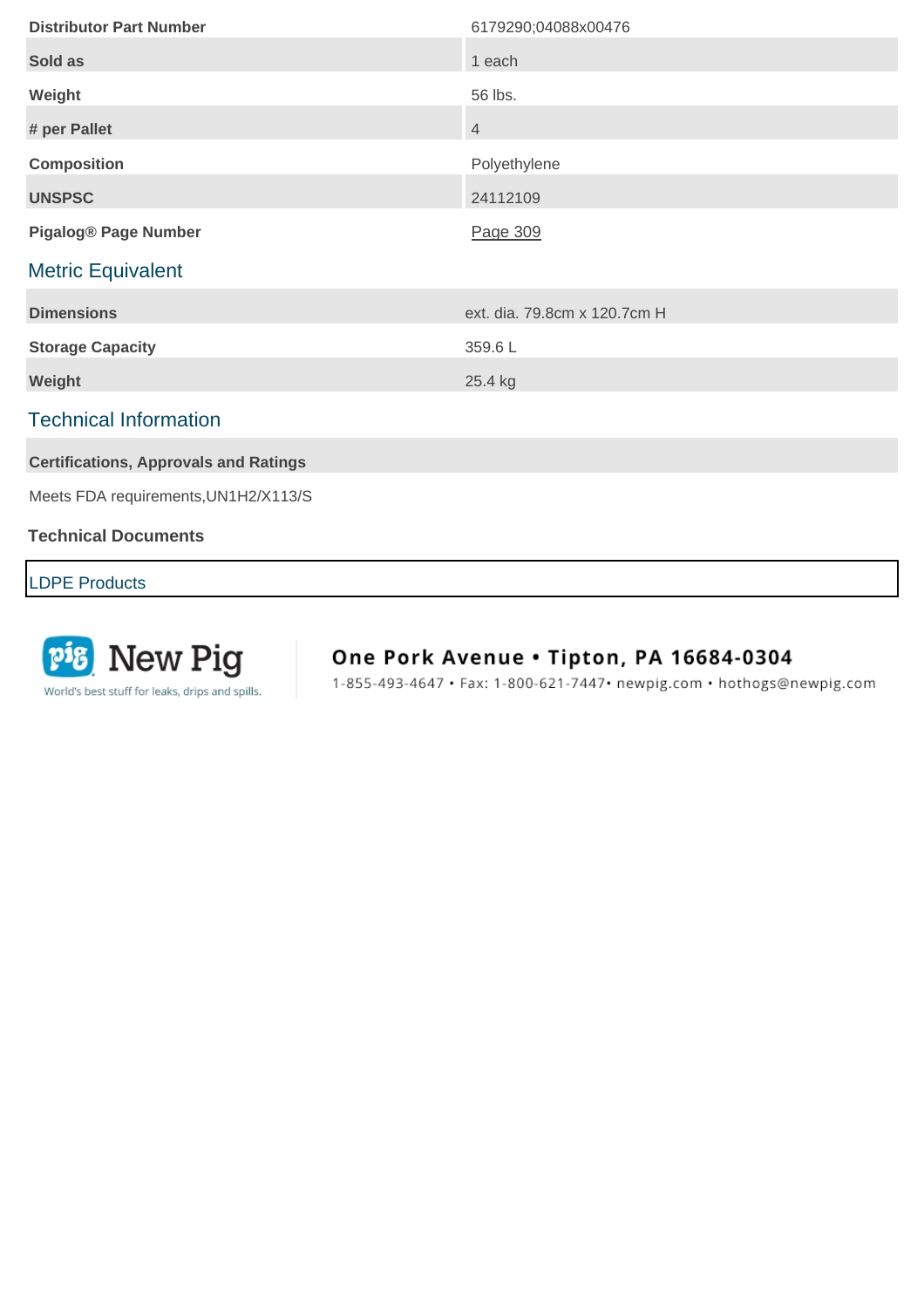| | |
|---|---|
| **Distributor Part Number** | 6179290;04088x00476 |
| **Sold as** | 1 each |
| **Weight** | 56 lbs. |
| **# per Pallet** | 4 |
| **Composition** | Polyethylene |
| **UNSPSC** | 24112109 |
| **Pigalog® Page Number** | Page 309 |

## Metric Equivalent

| | |
|---|---|
| **Dimensions** | ext. dia. 79.8cm x 120.7cm H |
| **Storage Capacity** | 359.6 L |
| **Weight** | 25.4 kg |

## Technical Information

**Certifications, Approvals and Ratings**

Meets FDA requirements,UN1H2/X113/S

**Technical Documents**

LDPE Products

New Pig
World's best stuff for leaks, drips and spills.

One Pork Avenue • Tipton, PA 16684-0304
1-855-493-4647 • Fax: 1-800-621-7447• newpig.com • hothogs@newpig.com